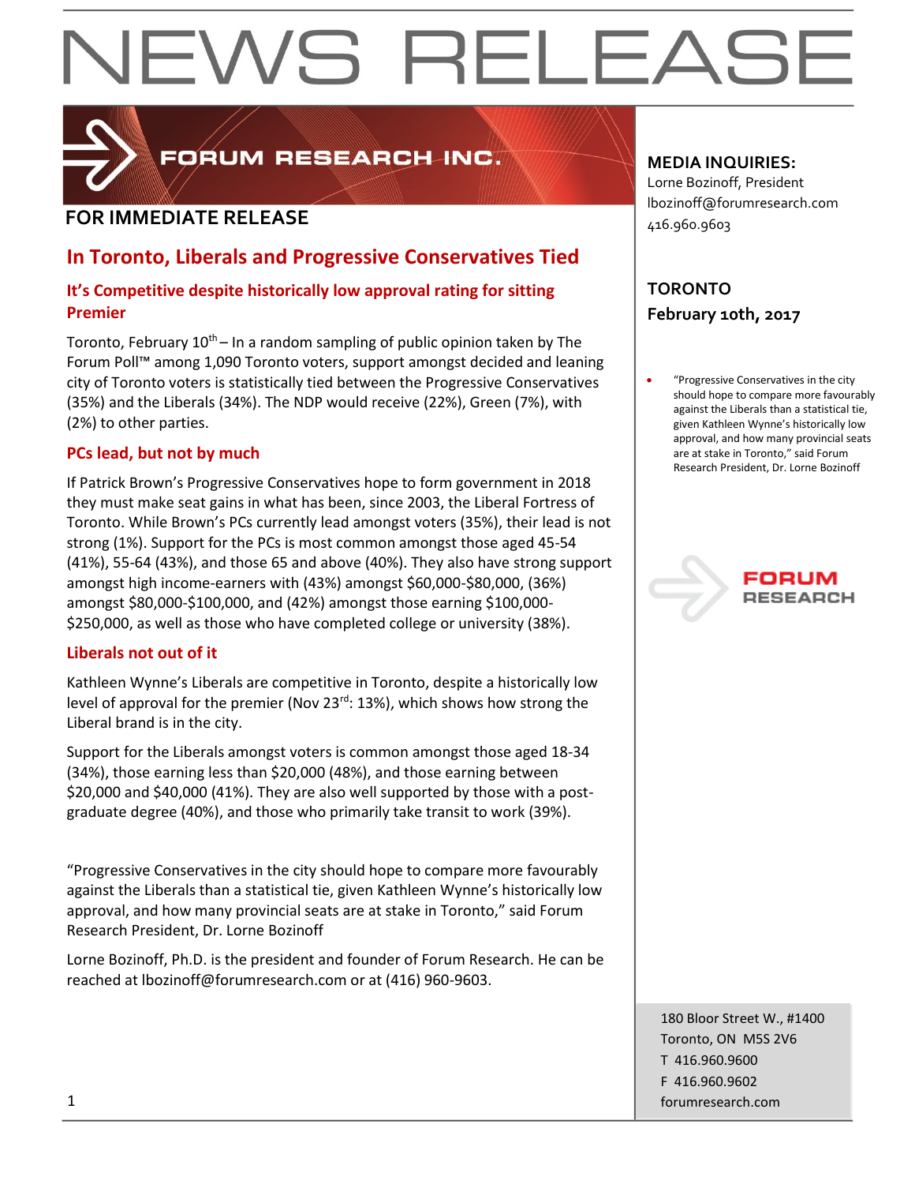# NEWS RELEASE

FORUM RESEARCH INC.

**FOR IMMEDIATE RELEASE**

**MEDIA INQUIRIES:**
Lorne Bozinoff, President
lbozinoff@forumresearch.com
416.960.9603

**TORONTO**
**February 10th, 2017**

- "Progressive Conservatives in the city should hope to compare more favourably against the Liberals than a statistical tie, given Kathleen Wynne's historically low approval, and how many provincial seats are at stake in Toronto," said Forum Research President, Dr. Lorne Bozinoff

## In Toronto, Liberals and Progressive Conservatives Tied

### It's Competitive despite historically low approval rating for sitting Premier

Toronto, February 10th – In a random sampling of public opinion taken by The Forum Poll™ among 1,090 Toronto voters, support amongst decided and leaning city of Toronto voters is statistically tied between the Progressive Conservatives (35%) and the Liberals (34%). The NDP would receive (22%), Green (7%), with (2%) to other parties.

### PCs lead, but not by much

If Patrick Brown's Progressive Conservatives hope to form government in 2018 they must make seat gains in what has been, since 2003, the Liberal Fortress of Toronto. While Brown's PCs currently lead amongst voters (35%), their lead is not strong (1%). Support for the PCs is most common amongst those aged 45-54 (41%), 55-64 (43%), and those 65 and above (40%). They also have strong support amongst high income-earners with (43%) amongst $60,000-$80,000, (36%) amongst $80,000-$100,000, and (42%) amongst those earning $100,000-$250,000, as well as those who have completed college or university (38%).

### Liberals not out of it

Kathleen Wynne's Liberals are competitive in Toronto, despite a historically low level of approval for the premier (Nov 23rd: 13%), which shows how strong the Liberal brand is in the city.

Support for the Liberals amongst voters is common amongst those aged 18-34 (34%), those earning less than $20,000 (48%), and those earning between $20,000 and $40,000 (41%). They are also well supported by those with a post-graduate degree (40%), and those who primarily take transit to work (39%).

"Progressive Conservatives in the city should hope to compare more favourably against the Liberals than a statistical tie, given Kathleen Wynne's historically low approval, and how many provincial seats are at stake in Toronto," said Forum Research President, Dr. Lorne Bozinoff

Lorne Bozinoff, Ph.D. is the president and founder of Forum Research. He can be reached at lbozinoff@forumresearch.com or at (416) 960-9603.

180 Bloor Street W., #1400
Toronto, ON M5S 2V6
T 416.960.9600
F 416.960.9602
forumresearch.com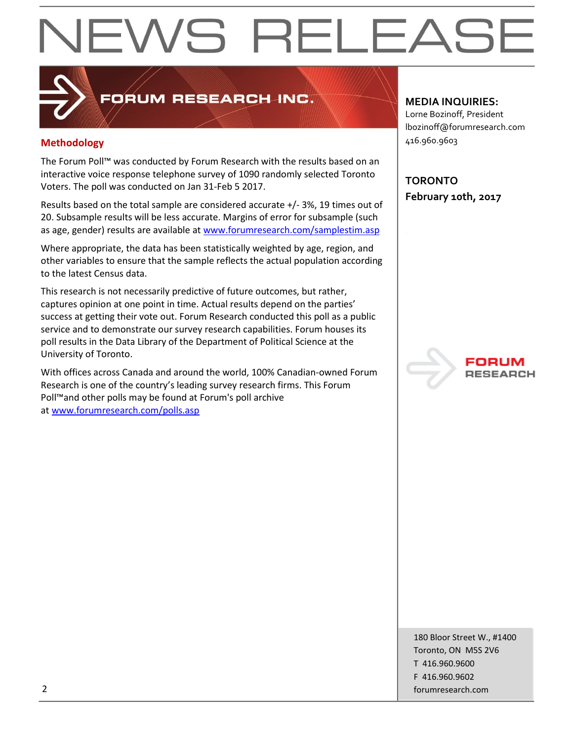# NEWS RELEASE

FORUM RESEARCH INC.

## Methodology

The Forum Poll™ was conducted by Forum Research with the results based on an interactive voice response telephone survey of 1090 randomly selected Toronto Voters. The poll was conducted on Jan 31-Feb 5 2017.

Results based on the total sample are considered accurate +/- 3%, 19 times out of 20. Subsample results will be less accurate. Margins of error for subsample (such as age, gender) results are available at [www.forumresearch.com/samplestim.asp](www.forumresearch.com/samplestim.asp)

Where appropriate, the data has been statistically weighted by age, region, and other variables to ensure that the sample reflects the actual population according to the latest Census data.

This research is not necessarily predictive of future outcomes, but rather, captures opinion at one point in time. Actual results depend on the parties' success at getting their vote out. Forum Research conducted this poll as a public service and to demonstrate our survey research capabilities. Forum houses its poll results in the Data Library of the Department of Political Science at the University of Toronto.

With offices across Canada and around the world, 100% Canadian-owned Forum Research is one of the country's leading survey research firms. This Forum Poll™and other polls may be found at Forum's poll archive at [www.forumresearch.com/polls.asp](www.forumresearch.com/polls.asp)

**MEDIA INQUIRIES:**
Lorne Bozinoff, President
lbozinoff@forumresearch.com
416.960.9603

**TORONTO**
**February 10th, 2017**

FORUM RESEARCH

180 Bloor Street W., #1400
Toronto, ON M5S 2V6
T 416.960.9600
F 416.960.9602
forumresearch.com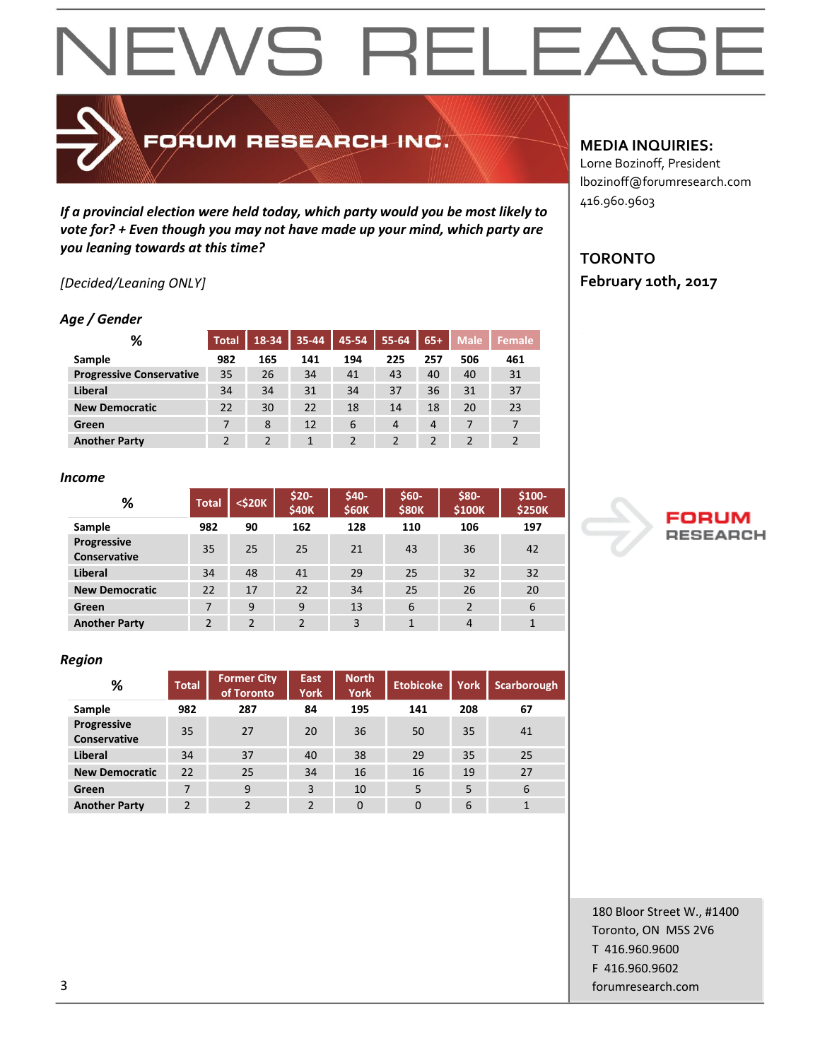# NEWS RELEASE

**FORUM RESEARCH INC.**

**MEDIA INQUIRIES:**
Lorne Bozinoff, President
lbozinoff@forumresearch.com
416.960.9603

**TORONTO**
**February 10th, 2017**

***If a provincial election were held today, which party would you be most likely to vote for? + Even though you may not have made up your mind, which party are you leaning towards at this time?***

*[Decided/Leaning ONLY]*

### *Age / Gender*

| % | Total | 18-34 | 35-44 | 45-54 | 55-64 | 65+ | Male | Female |
|---|---|---|---|---|---|---|---|---|
| **Sample** | **982** | **165** | **141** | **194** | **225** | **257** | **506** | **461** |
| **Progressive Conservative** | 35 | 26 | 34 | 41 | 43 | 40 | 40 | 31 |
| **Liberal** | 34 | 34 | 31 | 34 | 37 | 36 | 31 | 37 |
| **New Democratic** | 22 | 30 | 22 | 18 | 14 | 18 | 20 | 23 |
| **Green** | 7 | 8 | 12 | 6 | 4 | 4 | 7 | 7 |
| **Another Party** | 2 | 2 | 1 | 2 | 2 | 2 | 2 | 2 |

### *Income*

| % | Total | <$20K | $20-$40K | $40-$60K | $60-$80K | $80-$100K | $100-$250K |
|---|---|---|---|---|---|---|---|
| **Sample** | **982** | **90** | **162** | **128** | **110** | **106** | **197** |
| **Progressive Conservative** | 35 | 25 | 25 | 21 | 43 | 36 | 42 |
| **Liberal** | 34 | 48 | 41 | 29 | 25 | 32 | 32 |
| **New Democratic** | 22 | 17 | 22 | 34 | 25 | 26 | 20 |
| **Green** | 7 | 9 | 9 | 13 | 6 | 2 | 6 |
| **Another Party** | 2 | 2 | 2 | 3 | 1 | 4 | 1 |

### *Region*

| % | Total | Former City of Toronto | East York | North York | Etobicoke | York | Scarborough |
|---|---|---|---|---|---|---|---|
| **Sample** | **982** | **287** | **84** | **195** | **141** | **208** | **67** |
| **Progressive Conservative** | 35 | 27 | 20 | 36 | 50 | 35 | 41 |
| **Liberal** | 34 | 37 | 40 | 38 | 29 | 35 | 25 |
| **New Democratic** | 22 | 25 | 34 | 16 | 16 | 19 | 27 |
| **Green** | 7 | 9 | 3 | 10 | 5 | 5 | 6 |
| **Another Party** | 2 | 2 | 2 | 0 | 0 | 6 | 1 |

FORUM RESEARCH

180 Bloor Street W., #1400
Toronto, ON M5S 2V6
T 416.960.9600
F 416.960.9602
forumresearch.com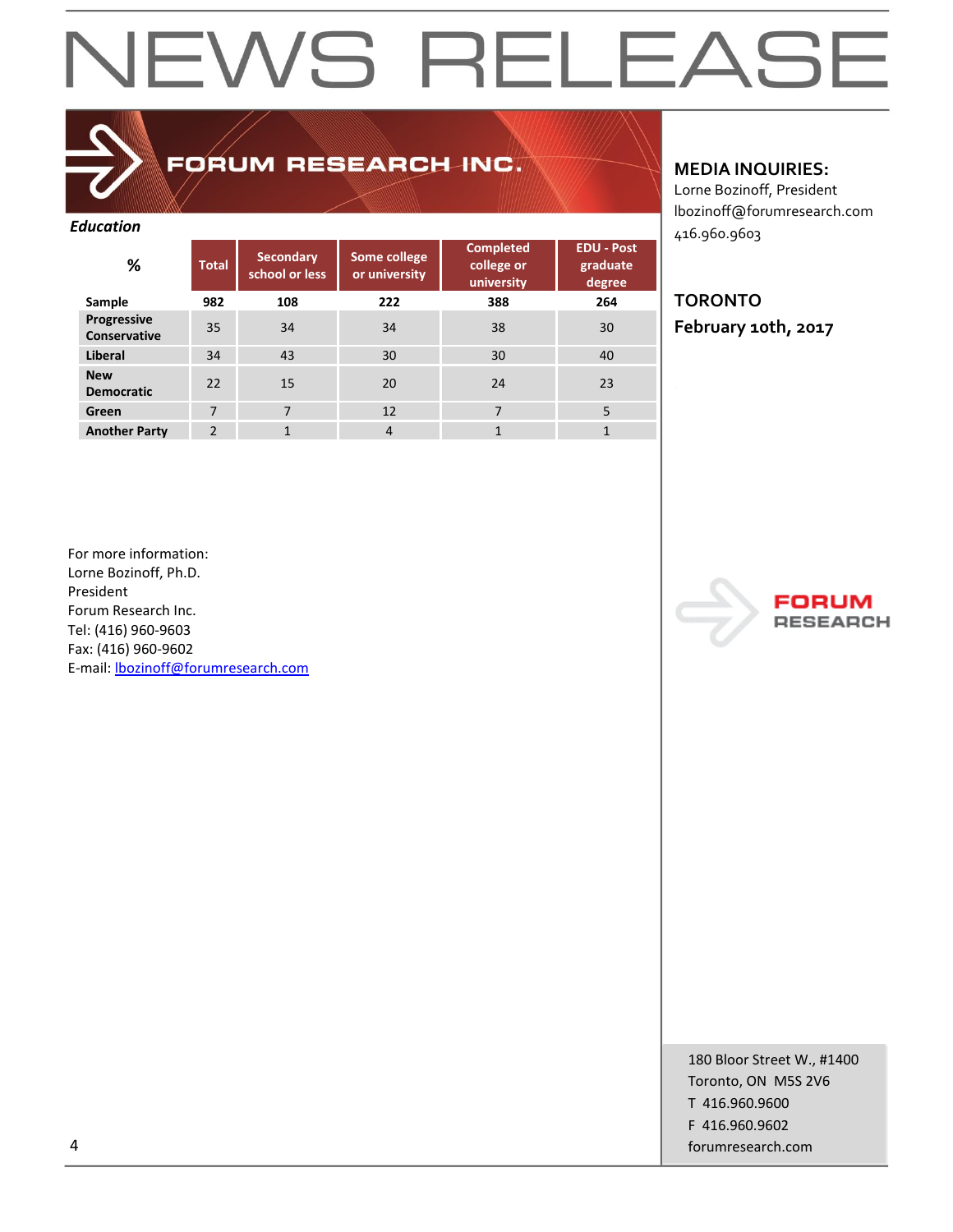# NEWS RELEASE

**MEDIA INQUIRIES:**
Lorne Bozinoff, President
lbozinoff@forumresearch.com
416.960.9603

**TORONTO**
**February 10th, 2017**

***Education***

| % | Total | Secondary school or less | Some college or university | Completed college or university | EDU - Post graduate degree |
|---|---|---|---|---|---|
| **Sample** | **982** | **108** | **222** | **388** | **264** |
| **Progressive Conservative** | 35 | 34 | 34 | 38 | 30 |
| **Liberal** | 34 | 43 | 30 | 30 | 40 |
| **New Democratic** | 22 | 15 | 20 | 24 | 23 |
| **Green** | 7 | 7 | 12 | 7 | 5 |
| **Another Party** | 2 | 1 | 4 | 1 | 1 |

For more information:
Lorne Bozinoff, Ph.D.
President
Forum Research Inc.
Tel: (416) 960-9603
Fax: (416) 960-9602
E-mail: lbozinoff@forumresearch.com

180 Bloor Street W., #1400
Toronto, ON M5S 2V6
T 416.960.9600
F 416.960.9602
forumresearch.com